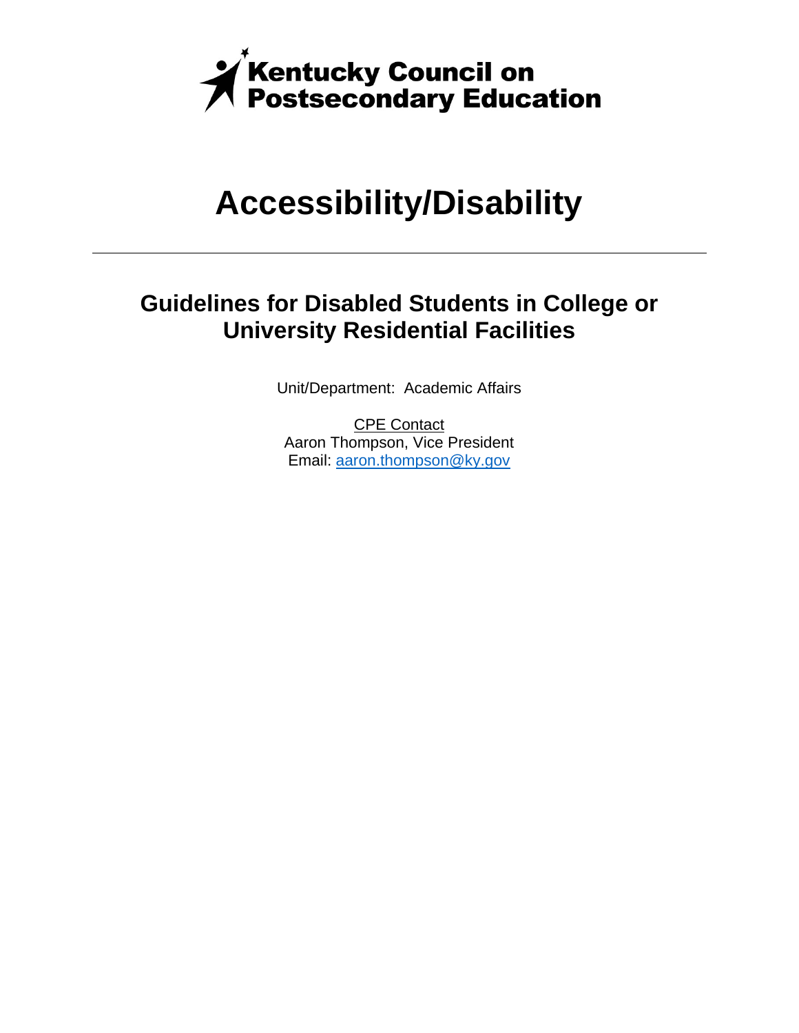**Kentucky Council on Postsecondary Education**

# Accessibility/Disability

---

## Guidelines for Disabled Students in College or University Residential Facilities

Unit/Department: Academic Affairs

CPE Contact
Aaron Thompson, Vice President
Email: aaron.thompson@ky.gov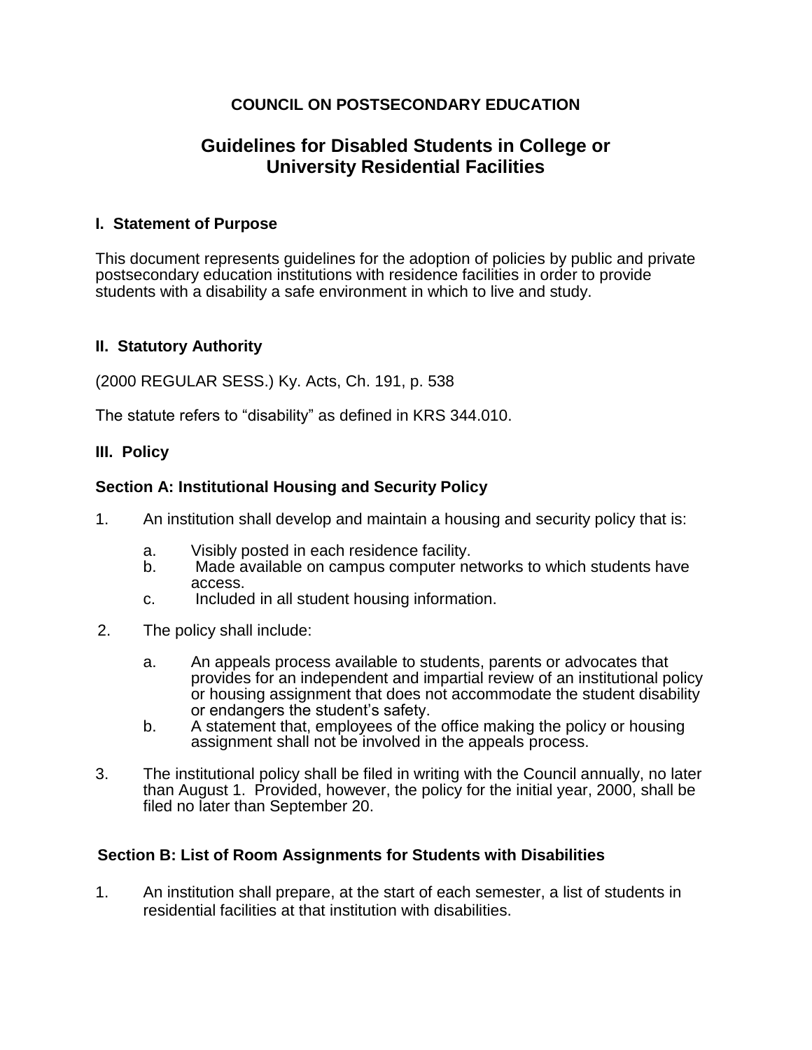**COUNCIL ON POSTSECONDARY EDUCATION**

# Guidelines for Disabled Students in College or University Residential Facilities

### I. Statement of Purpose

This document represents guidelines for the adoption of policies by public and private postsecondary education institutions with residence facilities in order to provide students with a disability a safe environment in which to live and study.

### II. Statutory Authority

(2000 REGULAR SESS.) Ky. Acts, Ch. 191, p. 538

The statute refers to "disability" as defined in KRS 344.010.

### III. Policy

#### Section A: Institutional Housing and Security Policy

1. An institution shall develop and maintain a housing and security policy that is:
   a. Visibly posted in each residence facility.
   b. Made available on campus computer networks to which students have access.
   c. Included in all student housing information.
2. The policy shall include:
   a. An appeals process available to students, parents or advocates that provides for an independent and impartial review of an institutional policy or housing assignment that does not accommodate the student disability or endangers the student's safety.
   b. A statement that, employees of the office making the policy or housing assignment shall not be involved in the appeals process.
3. The institutional policy shall be filed in writing with the Council annually, no later than August 1. Provided, however, the policy for the initial year, 2000, shall be filed no later than September 20.

#### Section B: List of Room Assignments for Students with Disabilities

1. An institution shall prepare, at the start of each semester, a list of students in residential facilities at that institution with disabilities.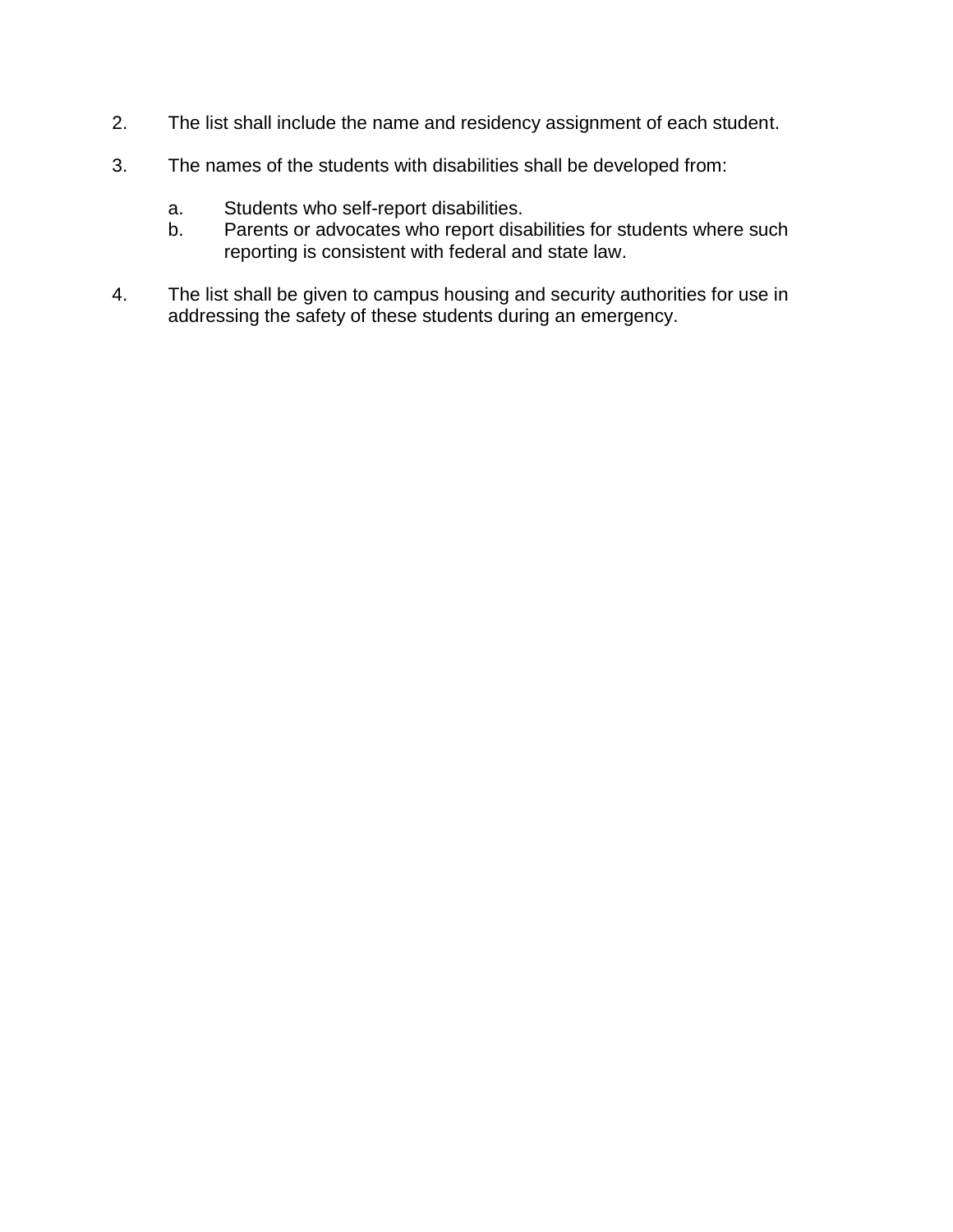2. The list shall include the name and residency assignment of each student.

3. The names of the students with disabilities shall be developed from:

   a. Students who self-report disabilities.
   b. Parents or advocates who report disabilities for students where such reporting is consistent with federal and state law.

4. The list shall be given to campus housing and security authorities for use in addressing the safety of these students during an emergency.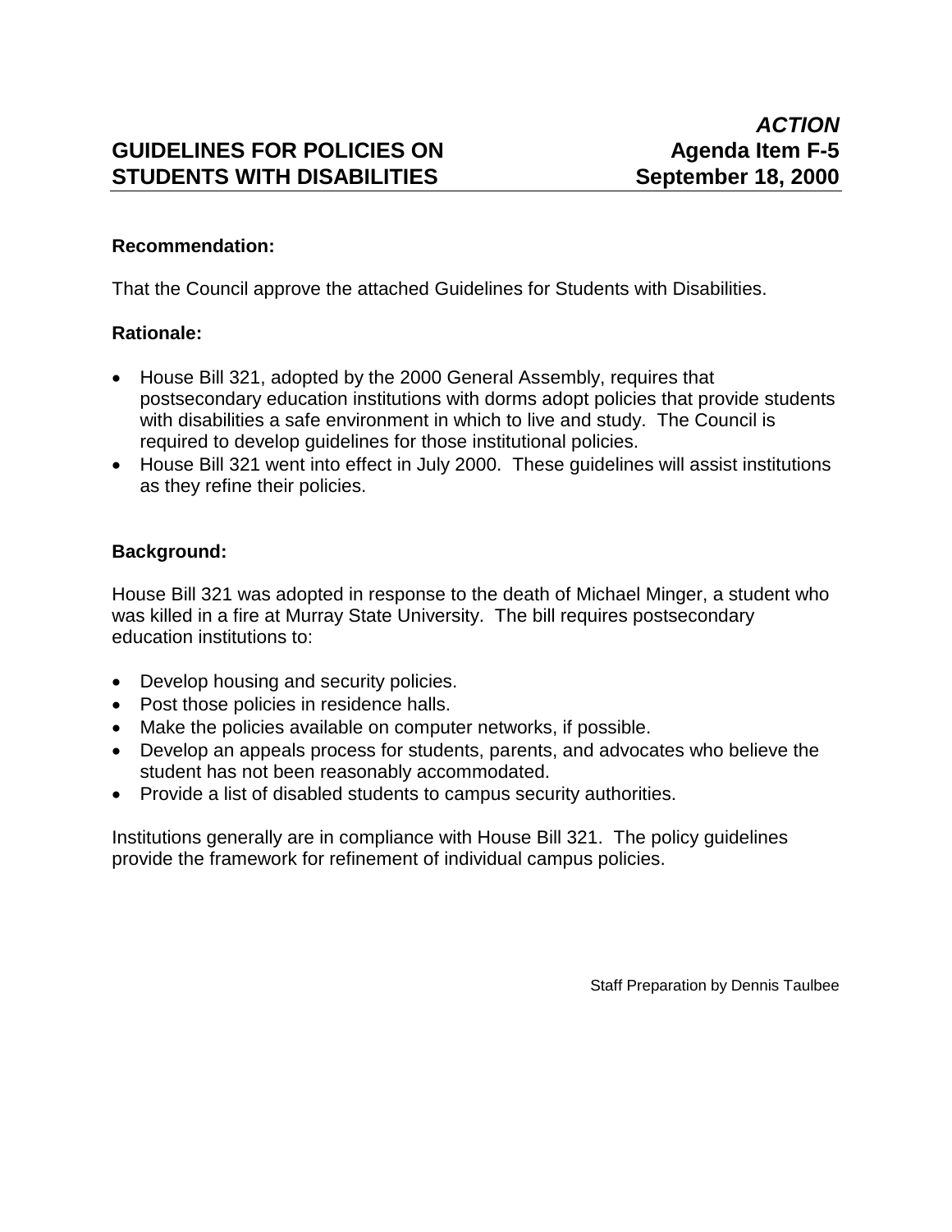***ACTION***

# GUIDELINES FOR POLICIES ON STUDENTS WITH DISABILITIES

**Agenda Item F-5**
**September 18, 2000**

**Recommendation:**

That the Council approve the attached Guidelines for Students with Disabilities.

**Rationale:**

- House Bill 321, adopted by the 2000 General Assembly, requires that postsecondary education institutions with dorms adopt policies that provide students with disabilities a safe environment in which to live and study. The Council is required to develop guidelines for those institutional policies.
- House Bill 321 went into effect in July 2000. These guidelines will assist institutions as they refine their policies.

**Background:**

House Bill 321 was adopted in response to the death of Michael Minger, a student who was killed in a fire at Murray State University. The bill requires postsecondary education institutions to:

- Develop housing and security policies.
- Post those policies in residence halls.
- Make the policies available on computer networks, if possible.
- Develop an appeals process for students, parents, and advocates who believe the student has not been reasonably accommodated.
- Provide a list of disabled students to campus security authorities.

Institutions generally are in compliance with House Bill 321. The policy guidelines provide the framework for refinement of individual campus policies.

Staff Preparation by Dennis Taulbee